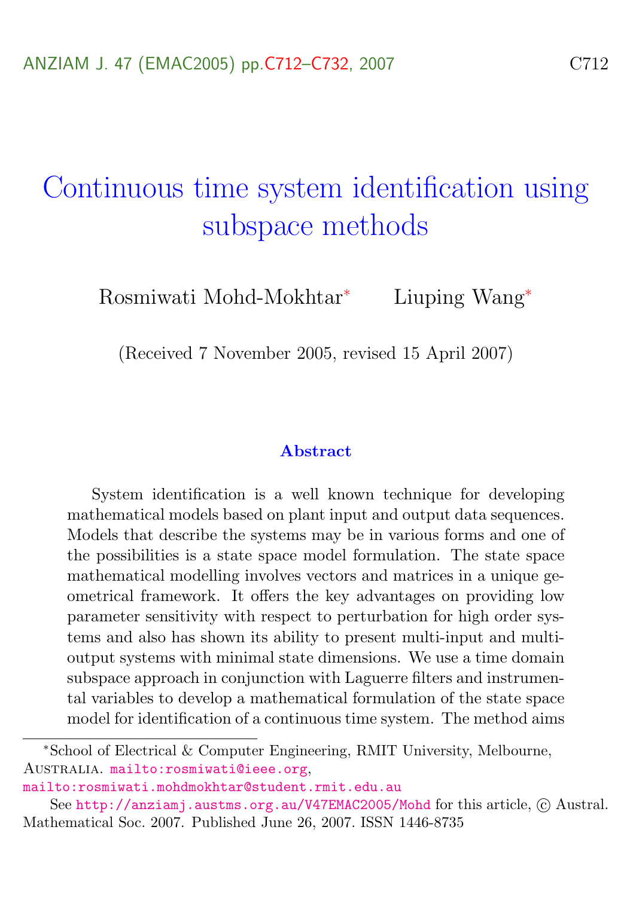# Continuous time system identification using subspace methods

Rosmiwati Mohd-Mokhtar* Liuping Wang*

(Received 7 November 2005, revised 15 April 2007)

## Abstract

System identification is a well known technique for developing mathematical models based on plant input and output data sequences. Models that describe the systems may be in various forms and one of the possibilities is a state space model formulation. The state space mathematical modelling involves vectors and matrices in a unique geometrical framework. It offers the key advantages on providing low parameter sensitivity with respect to perturbation for high order systems and also has shown its ability to present multi-input and multi-output systems with minimal state dimensions. We use a time domain subspace approach in conjunction with Laguerre filters and instrumental variables to develop a mathematical formulation of the state space model for identification of a continuous time system. The method aims

---

*School of Electrical & Computer Engineering, RMIT University, Melbourne, Australia. mailto:rosmiwati@ieee.org, mailto:rosmiwati.mohdmokhtar@student.rmit.edu.au

See http://anziamj.austms.org.au/V47EMAC2005/Mohd for this article, © Austral. Mathematical Soc. 2007. Published June 26, 2007. ISSN 1446-8735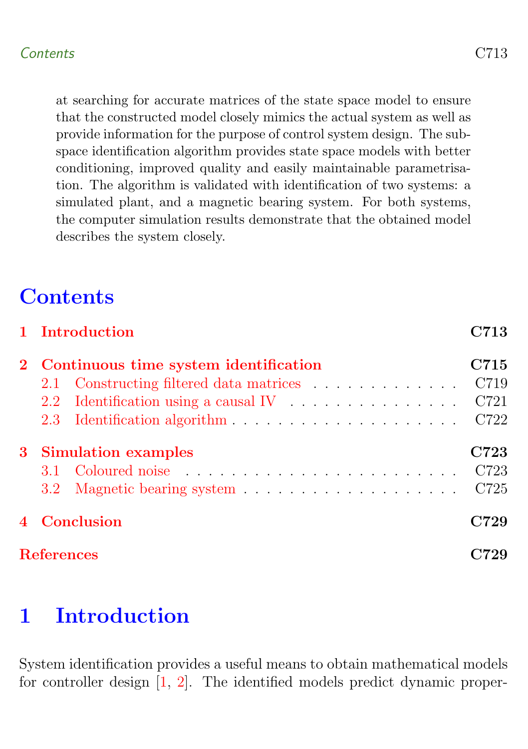at searching for accurate matrices of the state space model to ensure that the constructed model closely mimics the actual system as well as provide information for the purpose of control system design. The subspace identification algorithm provides state space models with better conditioning, improved quality and easily maintainable parametrisation. The algorithm is validated with identification of two systems: a simulated plant, and a magnetic bearing system. For both systems, the computer simulation results demonstrate that the obtained model describes the system closely.

# Contents

**1 Introduction** — C713

**2 Continuous time system identification** — C715

- 2.1 Constructing filtered data matrices — C719
- 2.2 Identification using a causal IV — C721
- 2.3 Identification algorithm — C722

**3 Simulation examples** — C723

- 3.1 Coloured noise — C723
- 3.2 Magnetic bearing system — C725

**4 Conclusion** — C729

**References** — C729

# 1 Introduction

System identification provides a useful means to obtain mathematical models for controller design [1, 2]. The identified models predict dynamic proper-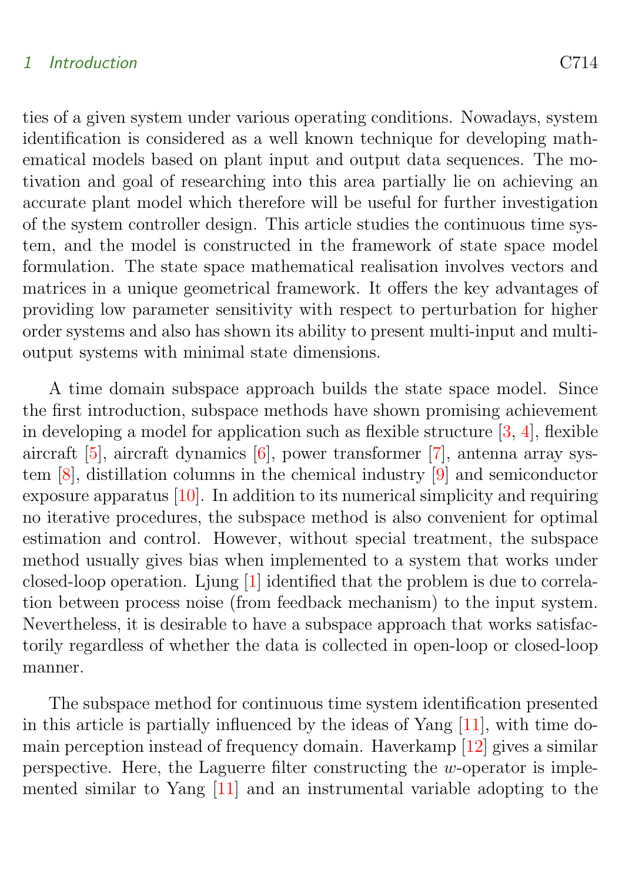ties of a given system under various operating conditions. Nowadays, system identification is considered as a well known technique for developing mathematical models based on plant input and output data sequences. The motivation and goal of researching into this area partially lie on achieving an accurate plant model which therefore will be useful for further investigation of the system controller design. This article studies the continuous time system, and the model is constructed in the framework of state space model formulation. The state space mathematical realisation involves vectors and matrices in a unique geometrical framework. It offers the key advantages of providing low parameter sensitivity with respect to perturbation for higher order systems and also has shown its ability to present multi-input and multi-output systems with minimal state dimensions.

A time domain subspace approach builds the state space model. Since the first introduction, subspace methods have shown promising achievement in developing a model for application such as flexible structure [3, 4], flexible aircraft [5], aircraft dynamics [6], power transformer [7], antenna array system [8], distillation columns in the chemical industry [9] and semiconductor exposure apparatus [10]. In addition to its numerical simplicity and requiring no iterative procedures, the subspace method is also convenient for optimal estimation and control. However, without special treatment, the subspace method usually gives bias when implemented to a system that works under closed-loop operation. Ljung [1] identified that the problem is due to correlation between process noise (from feedback mechanism) to the input system. Nevertheless, it is desirable to have a subspace approach that works satisfactorily regardless of whether the data is collected in open-loop or closed-loop manner.

The subspace method for continuous time system identification presented in this article is partially influenced by the ideas of Yang [11], with time domain perception instead of frequency domain. Haverkamp [12] gives a similar perspective. Here, the Laguerre filter constructing the $w$-operator is implemented similar to Yang [11] and an instrumental variable adopting to the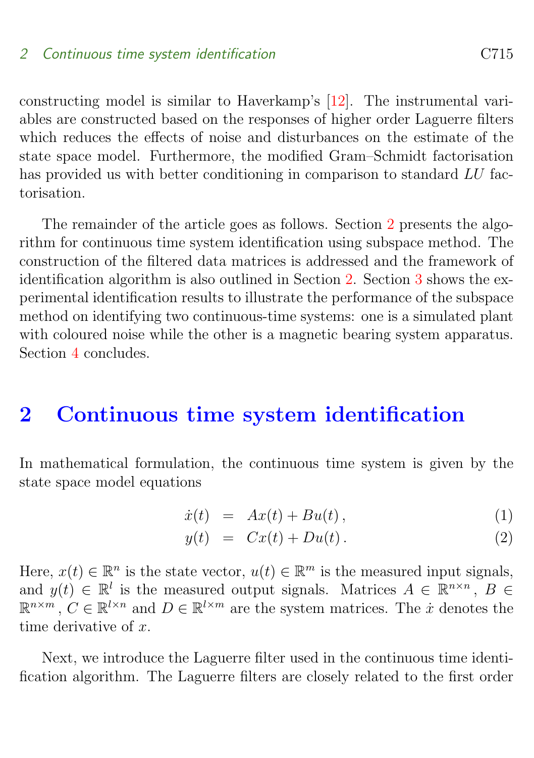constructing model is similar to Haverkamp's [12]. The instrumental variables are constructed based on the responses of higher order Laguerre filters which reduces the effects of noise and disturbances on the estimate of the state space model. Furthermore, the modified Gram–Schmidt factorisation has provided us with better conditioning in comparison to standard $LU$ factorisation.

The remainder of the article goes as follows. Section 2 presents the algorithm for continuous time system identification using subspace method. The construction of the filtered data matrices is addressed and the framework of identification algorithm is also outlined in Section 2. Section 3 shows the experimental identification results to illustrate the performance of the subspace method on identifying two continuous-time systems: one is a simulated plant with coloured noise while the other is a magnetic bearing system apparatus. Section 4 concludes.

# 2 Continuous time system identification

In mathematical formulation, the continuous time system is given by the state space model equations

$$\dot{x}(t) = Ax(t) + Bu(t)\,, \tag{1}$$

$$y(t) = Cx(t) + Du(t)\,. \tag{2}$$

Here, $x(t) \in \mathbb{R}^n$ is the state vector, $u(t) \in \mathbb{R}^m$ is the measured input signals, and $y(t) \in \mathbb{R}^l$ is the measured output signals. Matrices $A \in \mathbb{R}^{n\times n}$, $B \in \mathbb{R}^{n\times m}$, $C \in \mathbb{R}^{l\times n}$ and $D \in \mathbb{R}^{l\times m}$ are the system matrices. The $\dot{x}$ denotes the time derivative of $x$.

Next, we introduce the Laguerre filter used in the continuous time identification algorithm. The Laguerre filters are closely related to the first order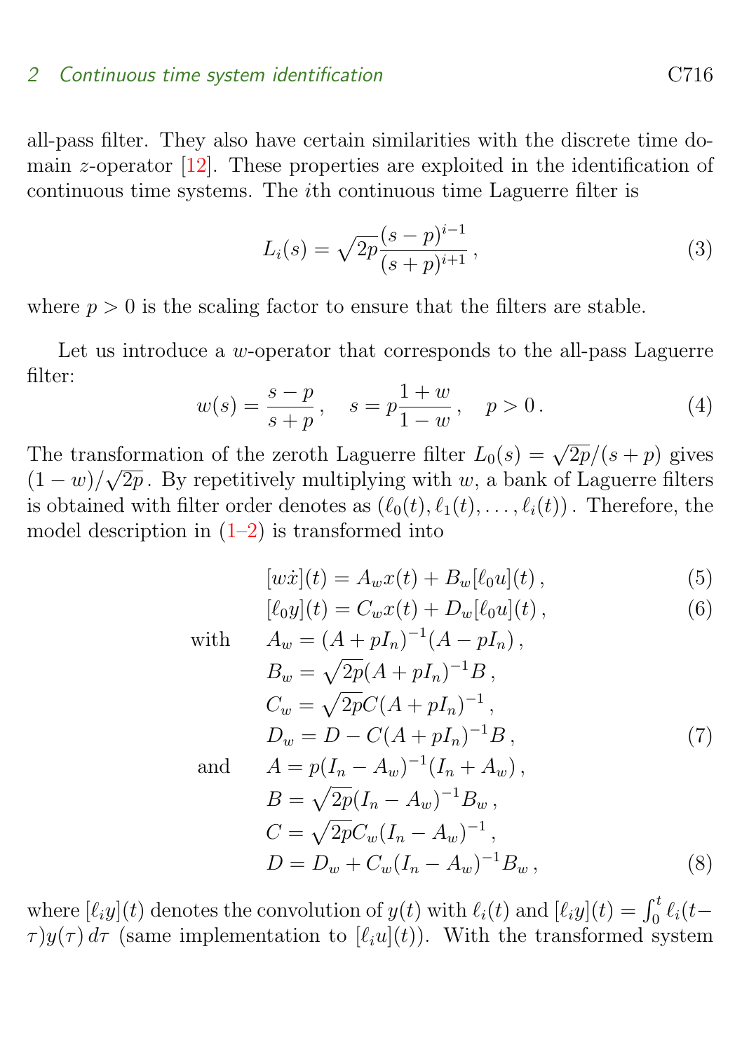all-pass filter. They also have certain similarities with the discrete time domain $z$-operator [12]. These properties are exploited in the identification of continuous time systems. The $i$th continuous time Laguerre filter is

$$L_i(s) = \sqrt{2p}\frac{(s-p)^{i-1}}{(s+p)^{i+1}}\,, \tag{3}$$

where $p > 0$ is the scaling factor to ensure that the filters are stable.

Let us introduce a $w$-operator that corresponds to the all-pass Laguerre filter:

$$w(s) = \frac{s-p}{s+p}\,, \quad s = p\frac{1+w}{1-w}\,, \quad p > 0\,. \tag{4}$$

The transformation of the zeroth Laguerre filter $L_0(s) = \sqrt{2p}/(s+p)$ gives $(1-w)/\sqrt{2p}$. By repetitively multiplying with $w$, a bank of Laguerre filters is obtained with filter order denotes as $(\ell_0(t), \ell_1(t), \ldots, \ell_i(t))$. Therefore, the model description in (1–2) is transformed into

$$[w\dot{x}](t) = A_w x(t) + B_w[\ell_0 u](t)\,, \tag{5}$$

$$[\ell_0 y](t) = C_w x(t) + D_w[\ell_0 u](t)\,, \tag{6}$$

$$
\begin{aligned}
\text{with} \quad & A_w = (A + pI_n)^{-1}(A - pI_n)\,, \\
& B_w = \sqrt{2p}(A + pI_n)^{-1}B\,, \\
& C_w = \sqrt{2p}C(A + pI_n)^{-1}\,, \\
& D_w = D - C(A + pI_n)^{-1}B\,,
\end{aligned} \tag{7}
$$

$$
\begin{aligned}
\text{and} \quad & A = p(I_n - A_w)^{-1}(I_n + A_w)\,, \\
& B = \sqrt{2p}(I_n - A_w)^{-1}B_w\,, \\
& C = \sqrt{2p}C_w(I_n - A_w)^{-1}\,, \\
& D = D_w + C_w(I_n - A_w)^{-1}B_w\,,
\end{aligned} \tag{8}
$$

where $[\ell_i y](t)$ denotes the convolution of $y(t)$ with $\ell_i(t)$ and $[\ell_i y](t) = \int_0^t \ell_i(t-\tau)y(\tau)\,d\tau$ (same implementation to $[\ell_i u](t)$). With the transformed system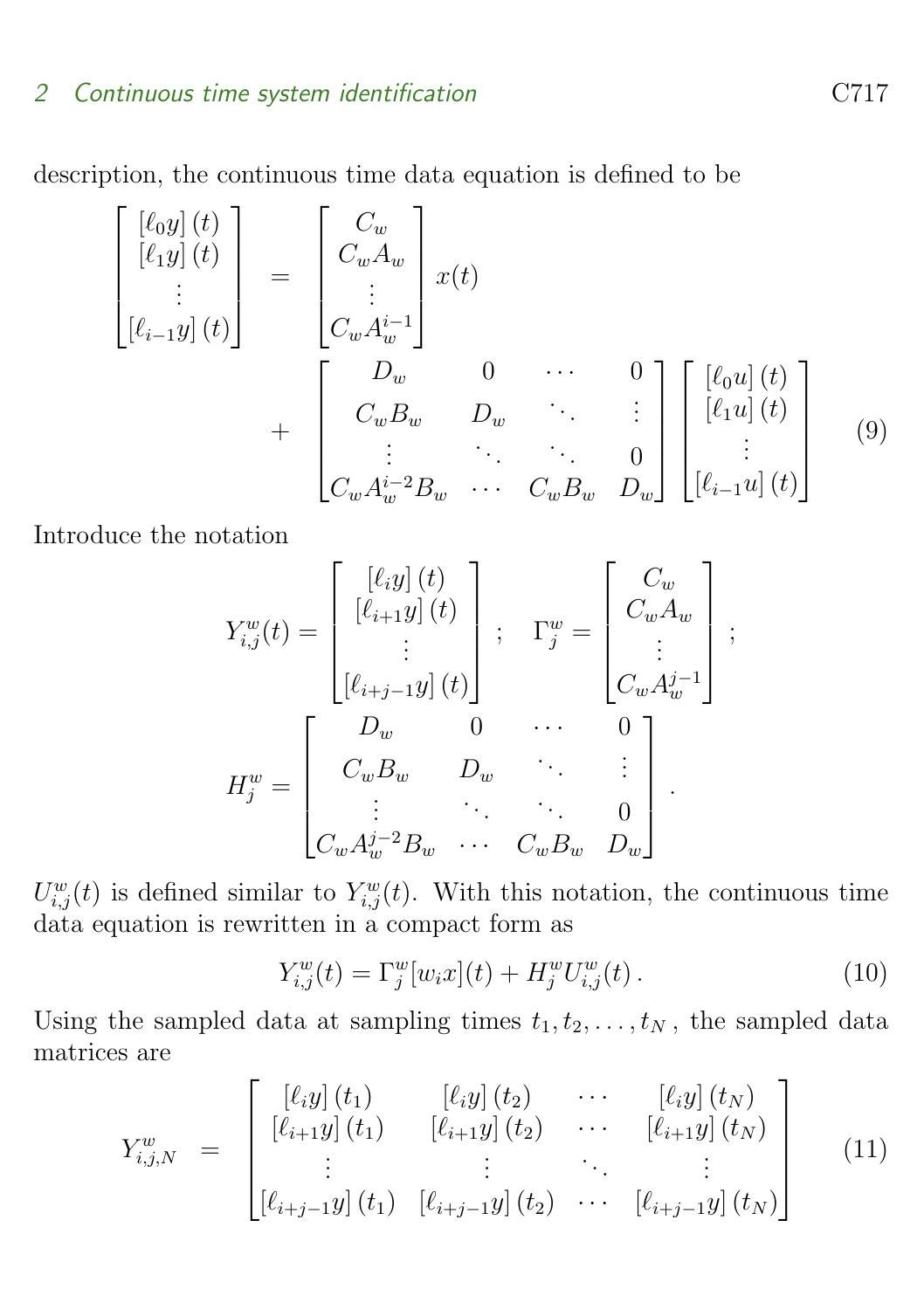description, the continuous time data equation is defined to be

$$
\begin{bmatrix} [\ell_0 y](t) \\ [\ell_1 y](t) \\ \vdots \\ [\ell_{i-1} y](t) \end{bmatrix} = \begin{bmatrix} C_w \\ C_w A_w \\ \vdots \\ C_w A_w^{i-1} \end{bmatrix} x(t) + \begin{bmatrix} D_w & 0 & \cdots & 0 \\ C_w B_w & D_w & \ddots & \vdots \\ \vdots & \ddots & \ddots & 0 \\ C_w A_w^{i-2} B_w & \cdots & C_w B_w & D_w \end{bmatrix} \begin{bmatrix} [\ell_0 u](t) \\ [\ell_1 u](t) \\ \vdots \\ [\ell_{i-1} u](t) \end{bmatrix} \tag{9}
$$

Introduce the notation

$$
Y_{i,j}^w(t) = \begin{bmatrix} [\ell_i y](t) \\ [\ell_{i+1} y](t) \\ \vdots \\ [\ell_{i+j-1} y](t) \end{bmatrix}; \quad \Gamma_j^w = \begin{bmatrix} C_w \\ C_w A_w \\ \vdots \\ C_w A_w^{j-1} \end{bmatrix};
$$

$$
H_j^w = \begin{bmatrix} D_w & 0 & \cdots & 0 \\ C_w B_w & D_w & \ddots & \vdots \\ \vdots & \ddots & \ddots & 0 \\ C_w A_w^{j-2} B_w & \cdots & C_w B_w & D_w \end{bmatrix}.
$$

$U_{i,j}^w(t)$ is defined similar to $Y_{i,j}^w(t)$. With this notation, the continuous time data equation is rewritten in a compact form as

$$
Y_{i,j}^w(t) = \Gamma_j^w [w_i x](t) + H_j^w U_{i,j}^w(t). \tag{10}
$$

Using the sampled data at sampling times $t_1, t_2, \ldots, t_N$, the sampled data matrices are

$$
Y_{i,j,N}^w = \begin{bmatrix} [\ell_i y](t_1) & [\ell_i y](t_2) & \cdots & [\ell_i y](t_N) \\ [\ell_{i+1} y](t_1) & [\ell_{i+1} y](t_2) & \cdots & [\ell_{i+1} y](t_N) \\ \vdots & \vdots & \ddots & \vdots \\ [\ell_{i+j-1} y](t_1) & [\ell_{i+j-1} y](t_2) & \cdots & [\ell_{i+j-1} y](t_N) \end{bmatrix} \tag{11}
$$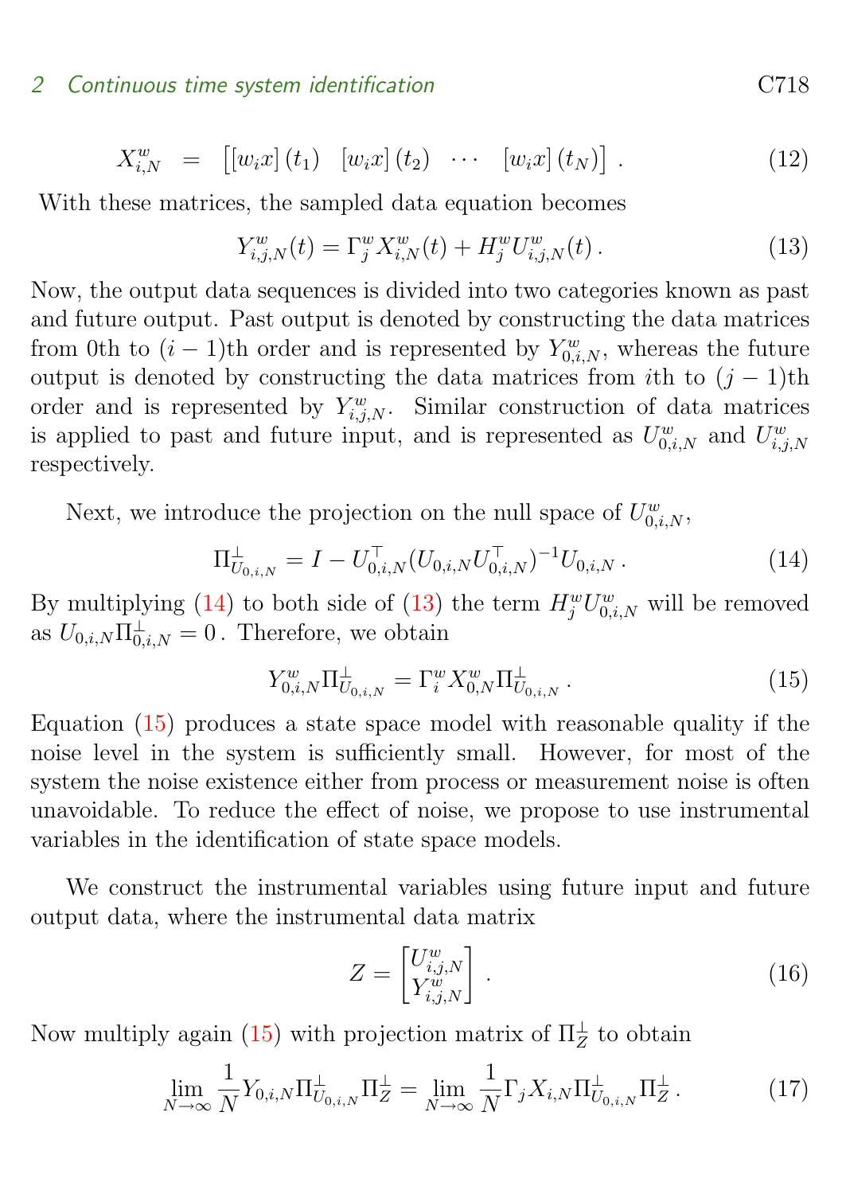$$X^w_{i,N} \;\; = \;\; \begin{bmatrix} [w_i x](t_1) & [w_i x](t_2) & \cdots & [w_i x](t_N) \end{bmatrix} . \tag{12}$$

With these matrices, the sampled data equation becomes

$$Y^w_{i,j,N}(t) = \Gamma^w_j X^w_{i,N}(t) + H^w_j U^w_{i,j,N}(t) . \tag{13}$$

Now, the output data sequences is divided into two categories known as past and future output. Past output is denoted by constructing the data matrices from 0th to $(i-1)$th order and is represented by $Y^w_{0,i,N}$, whereas the future output is denoted by constructing the data matrices from $i$th to $(j-1)$th order and is represented by $Y^w_{i,j,N}$. Similar construction of data matrices is applied to past and future input, and is represented as $U^w_{0,i,N}$ and $U^w_{i,j,N}$ respectively.

Next, we introduce the projection on the null space of $U^w_{0,i,N}$,

$$\Pi^{\perp}_{U_{0,i,N}} = I - U^{\top}_{0,i,N}(U_{0,i,N}U^{\top}_{0,i,N})^{-1}U_{0,i,N} . \tag{14}$$

By multiplying (14) to both side of (13) the term $H^w_j U^w_{0,i,N}$ will be removed as $U_{0,i,N}\Pi^{\perp}_{0,i,N} = 0$ . Therefore, we obtain

$$Y^w_{0,i,N}\Pi^{\perp}_{U_{0,i,N}} = \Gamma^w_i X^w_{0,N}\Pi^{\perp}_{U_{0,i,N}} . \tag{15}$$

Equation (15) produces a state space model with reasonable quality if the noise level in the system is sufficiently small. However, for most of the system the noise existence either from process or measurement noise is often unavoidable. To reduce the effect of noise, we propose to use instrumental variables in the identification of state space models.

We construct the instrumental variables using future input and future output data, where the instrumental data matrix

$$Z = \begin{bmatrix} U^w_{i,j,N} \\ Y^w_{i,j,N} \end{bmatrix} . \tag{16}$$

Now multiply again (15) with projection matrix of $\Pi^{\perp}_Z$ to obtain

$$\lim_{N\to\infty} \frac{1}{N} Y_{0,i,N}\Pi^{\perp}_{U_{0,i,N}}\Pi^{\perp}_Z = \lim_{N\to\infty} \frac{1}{N}\Gamma_j X_{i,N}\Pi^{\perp}_{U_{0,i,N}}\Pi^{\perp}_Z . \tag{17}$$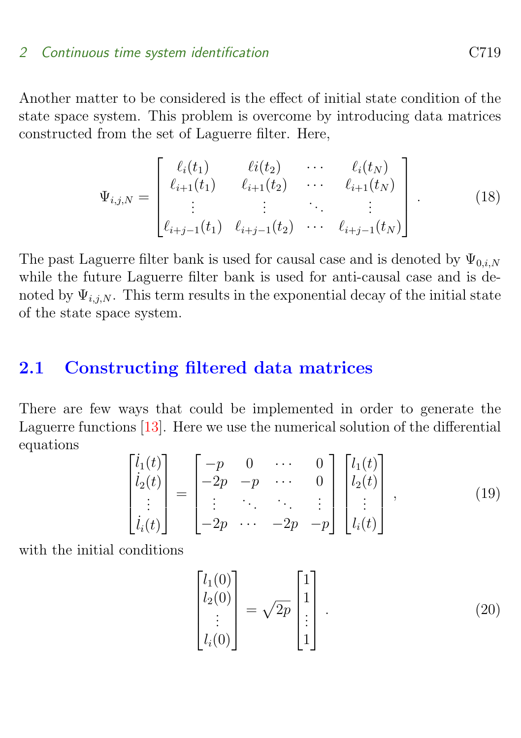Another matter to be considered is the effect of initial state condition of the state space system. This problem is overcome by introducing data matrices constructed from the set of Laguerre filter. Here,

$$\Psi_{i,j,N} = \begin{bmatrix} \ell_i(t_1) & \ell i(t_2) & \cdots & \ell_i(t_N) \\ \ell_{i+1}(t_1) & \ell_{i+1}(t_2) & \cdots & \ell_{i+1}(t_N) \\ \vdots & \vdots & \ddots & \vdots \\ \ell_{i+j-1}(t_1) & \ell_{i+j-1}(t_2) & \cdots & \ell_{i+j-1}(t_N) \end{bmatrix} . \tag{18}$$

The past Laguerre filter bank is used for causal case and is denoted by $\Psi_{0,i,N}$ while the future Laguerre filter bank is used for anti-causal case and is denoted by $\Psi_{i,j,N}$. This term results in the exponential decay of the initial state of the state space system.

## 2.1 Constructing filtered data matrices

There are few ways that could be implemented in order to generate the Laguerre functions [13]. Here we use the numerical solution of the differential equations

$$\begin{bmatrix} \dot{l}_1(t) \\ \dot{l}_2(t) \\ \vdots \\ \dot{l}_i(t) \end{bmatrix} = \begin{bmatrix} -p & 0 & \cdots & 0 \\ -2p & -p & \cdots & 0 \\ \vdots & \ddots & \ddots & \vdots \\ -2p & \cdots & -2p & -p \end{bmatrix} \begin{bmatrix} l_1(t) \\ l_2(t) \\ \vdots \\ l_i(t) \end{bmatrix} , \tag{19}$$

with the initial conditions

$$\begin{bmatrix} l_1(0) \\ l_2(0) \\ \vdots \\ l_i(0) \end{bmatrix} = \sqrt{2p} \begin{bmatrix} 1 \\ 1 \\ \vdots \\ 1 \end{bmatrix} . \tag{20}$$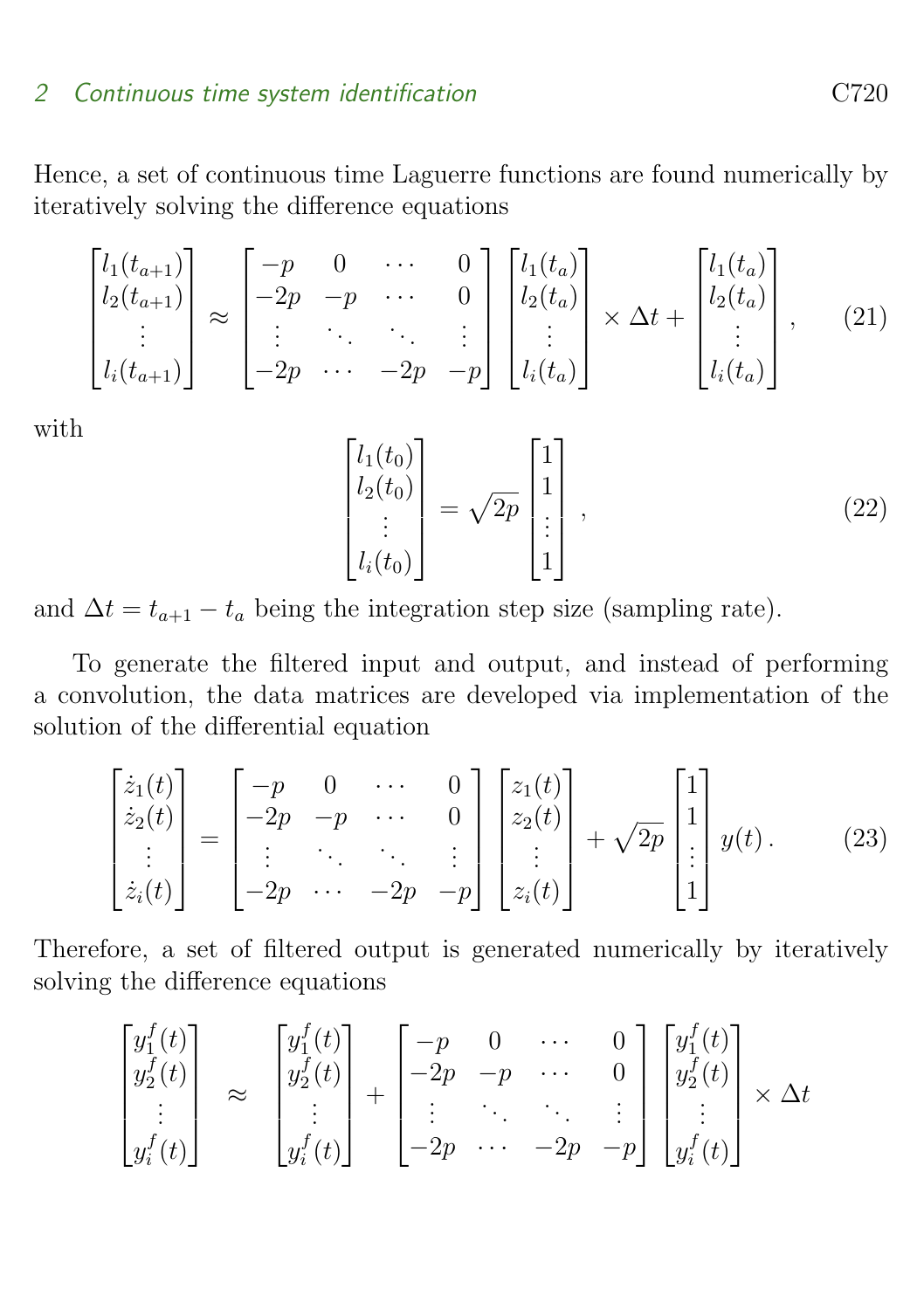Hence, a set of continuous time Laguerre functions are found numerically by iteratively solving the difference equations

$$\begin{bmatrix} l_1(t_{a+1}) \\ l_2(t_{a+1}) \\ \vdots \\ l_i(t_{a+1}) \end{bmatrix} \approx \begin{bmatrix} -p & 0 & \cdots & 0 \\ -2p & -p & \cdots & 0 \\ \vdots & \ddots & \ddots & \vdots \\ -2p & \cdots & -2p & -p \end{bmatrix} \begin{bmatrix} l_1(t_a) \\ l_2(t_a) \\ \vdots \\ l_i(t_a) \end{bmatrix} \times \Delta t + \begin{bmatrix} l_1(t_a) \\ l_2(t_a) \\ \vdots \\ l_i(t_a) \end{bmatrix}, \tag{21}$$

with

$$\begin{bmatrix} l_1(t_0) \\ l_2(t_0) \\ \vdots \\ l_i(t_0) \end{bmatrix} = \sqrt{2p} \begin{bmatrix} 1 \\ 1 \\ \vdots \\ 1 \end{bmatrix}, \tag{22}$$

and $\Delta t = t_{a+1} - t_a$ being the integration step size (sampling rate).

To generate the filtered input and output, and instead of performing a convolution, the data matrices are developed via implementation of the solution of the differential equation

$$\begin{bmatrix} \dot{z}_1(t) \\ \dot{z}_2(t) \\ \vdots \\ \dot{z}_i(t) \end{bmatrix} = \begin{bmatrix} -p & 0 & \cdots & 0 \\ -2p & -p & \cdots & 0 \\ \vdots & \ddots & \ddots & \vdots \\ -2p & \cdots & -2p & -p \end{bmatrix} \begin{bmatrix} z_1(t) \\ z_2(t) \\ \vdots \\ z_i(t) \end{bmatrix} + \sqrt{2p} \begin{bmatrix} 1 \\ 1 \\ \vdots \\ 1 \end{bmatrix} y(t)\,. \tag{23}$$

Therefore, a set of filtered output is generated numerically by iteratively solving the difference equations

$$\begin{bmatrix} y_1^f(t) \\ y_2^f(t) \\ \vdots \\ y_i^f(t) \end{bmatrix} \approx \begin{bmatrix} y_1^f(t) \\ y_2^f(t) \\ \vdots \\ y_i^f(t) \end{bmatrix} + \begin{bmatrix} -p & 0 & \cdots & 0 \\ -2p & -p & \cdots & 0 \\ \vdots & \ddots & \ddots & \vdots \\ -2p & \cdots & -2p & -p \end{bmatrix} \begin{bmatrix} y_1^f(t) \\ y_2^f(t) \\ \vdots \\ y_i^f(t) \end{bmatrix} \times \Delta t$$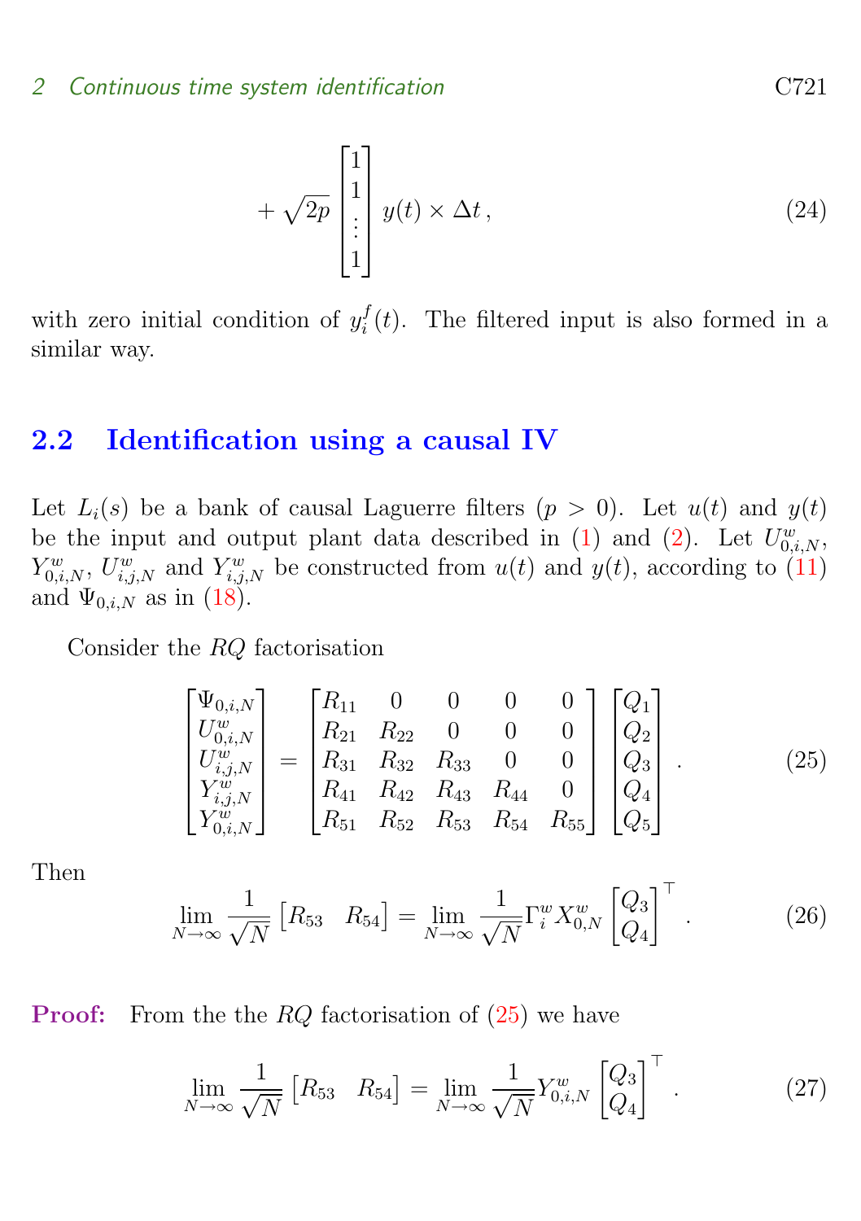$$+\sqrt{2p}\begin{bmatrix}1\\1\\\vdots\\1\end{bmatrix} y(t)\times\Delta t\,, \tag{24}$$

with zero initial condition of $y_i^f(t)$. The filtered input is also formed in a similar way.

## 2.2 Identification using a causal IV

Let $L_i(s)$ be a bank of causal Laguerre filters ($p > 0$). Let $u(t)$ and $y(t)$ be the input and output plant data described in (1) and (2). Let $U^w_{0,i,N}$, $Y^w_{0,i,N}$, $U^w_{i,j,N}$ and $Y^w_{i,j,N}$ be constructed from $u(t)$ and $y(t)$, according to (11) and $\Psi_{0,i,N}$ as in (18).

Consider the $RQ$ factorisation

$$\begin{bmatrix}\Psi_{0,i,N}\\U^w_{0,i,N}\\U^w_{i,j,N}\\Y^w_{i,j,N}\\Y^w_{0,i,N}\end{bmatrix} = \begin{bmatrix}R_{11} & 0 & 0 & 0 & 0\\R_{21} & R_{22} & 0 & 0 & 0\\R_{31} & R_{32} & R_{33} & 0 & 0\\R_{41} & R_{42} & R_{43} & R_{44} & 0\\R_{51} & R_{52} & R_{53} & R_{54} & R_{55}\end{bmatrix}\begin{bmatrix}Q_1\\Q_2\\Q_3\\Q_4\\Q_5\end{bmatrix}. \tag{25}$$

Then

$$\lim_{N\to\infty}\frac{1}{\sqrt{N}}\begin{bmatrix}R_{53} & R_{54}\end{bmatrix} = \lim_{N\to\infty}\frac{1}{\sqrt{N}}\Gamma^w_i X^w_{0,N}\begin{bmatrix}Q_3\\Q_4\end{bmatrix}^\top. \tag{26}$$

**Proof:** From the the $RQ$ factorisation of (25) we have

$$\lim_{N\to\infty}\frac{1}{\sqrt{N}}\begin{bmatrix}R_{53} & R_{54}\end{bmatrix} = \lim_{N\to\infty}\frac{1}{\sqrt{N}}Y^w_{0,i,N}\begin{bmatrix}Q_3\\Q_4\end{bmatrix}^\top. \tag{27}$$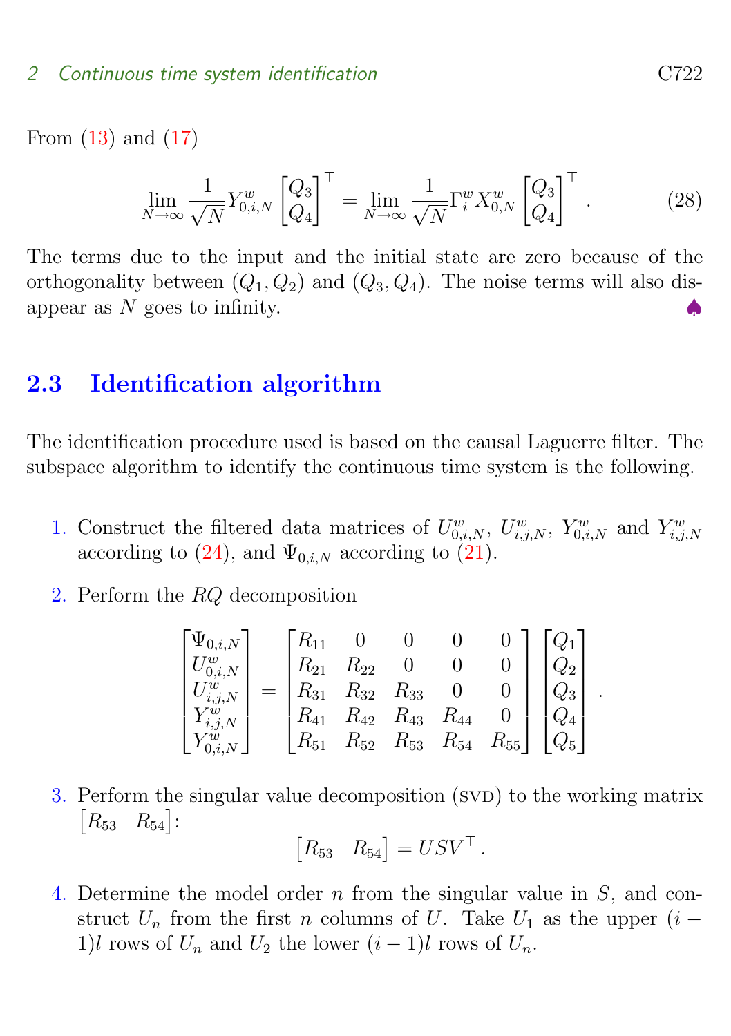From (13) and (17)

$$\lim_{N\to\infty} \frac{1}{\sqrt{N}} Y^w_{0,i,N} \begin{bmatrix} Q_3 \\ Q_4 \end{bmatrix}^\top = \lim_{N\to\infty} \frac{1}{\sqrt{N}} \Gamma^w_i X^w_{0,N} \begin{bmatrix} Q_3 \\ Q_4 \end{bmatrix}^\top . \tag{28}$$

The terms due to the input and the initial state are zero because of the orthogonality between $(Q_1, Q_2)$ and $(Q_3, Q_4)$. The noise terms will also disappear as $N$ goes to infinity. ♠

## 2.3 Identification algorithm

The identification procedure used is based on the causal Laguerre filter. The subspace algorithm to identify the continuous time system is the following.

1. Construct the filtered data matrices of $U^w_{0,i,N}$, $U^w_{i,j,N}$, $Y^w_{0,i,N}$ and $Y^w_{i,j,N}$ according to (24), and $\Psi_{0,i,N}$ according to (21).

2. Perform the $RQ$ decomposition

$$\begin{bmatrix} \Psi_{0,i,N} \\ U^w_{0,i,N} \\ U^w_{i,j,N} \\ Y^w_{i,j,N} \\ Y^w_{0,i,N} \end{bmatrix} = \begin{bmatrix} R_{11} & 0 & 0 & 0 & 0 \\ R_{21} & R_{22} & 0 & 0 & 0 \\ R_{31} & R_{32} & R_{33} & 0 & 0 \\ R_{41} & R_{42} & R_{43} & R_{44} & 0 \\ R_{51} & R_{52} & R_{53} & R_{54} & R_{55} \end{bmatrix} \begin{bmatrix} Q_1 \\ Q_2 \\ Q_3 \\ Q_4 \\ Q_5 \end{bmatrix} .$$

3. Perform the singular value decomposition (SVD) to the working matrix $\begin{bmatrix} R_{53} & R_{54} \end{bmatrix}$:

$$\begin{bmatrix} R_{53} & R_{54} \end{bmatrix} = USV^\top .$$

4. Determine the model order $n$ from the singular value in $S$, and construct $U_n$ from the first $n$ columns of $U$. Take $U_1$ as the upper $(i-1)l$ rows of $U_n$ and $U_2$ the lower $(i-1)l$ rows of $U_n$.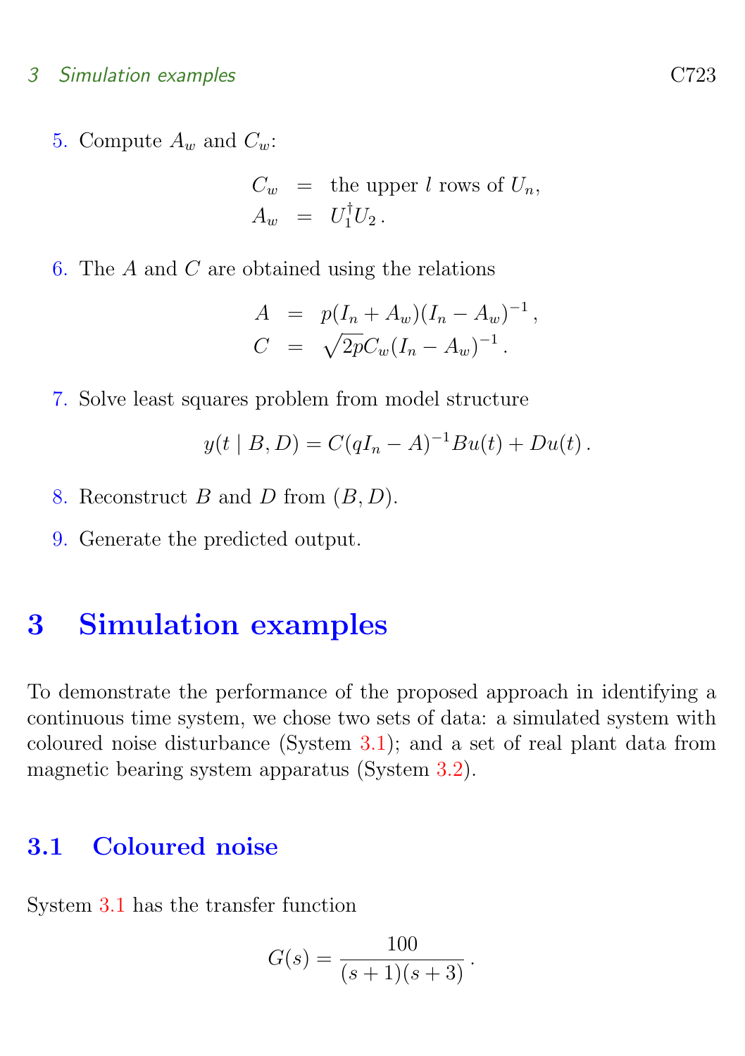5. Compute $A_w$ and $C_w$:

$$\begin{aligned} C_w &= \text{the upper } l \text{ rows of } U_n, \\ A_w &= U_1^\dagger U_2 . \end{aligned}$$

6. The $A$ and $C$ are obtained using the relations

$$\begin{aligned} A &= p(I_n + A_w)(I_n - A_w)^{-1}, \\ C &= \sqrt{2p} C_w (I_n - A_w)^{-1} . \end{aligned}$$

7. Solve least squares problem from model structure

$$y(t \mid B, D) = C(qI_n - A)^{-1} B u(t) + D u(t) .$$

8. Reconstruct $B$ and $D$ from $(B, D)$.

9. Generate the predicted output.

# 3 Simulation examples

To demonstrate the performance of the proposed approach in identifying a continuous time system, we chose two sets of data: a simulated system with coloured noise disturbance (System 3.1); and a set of real plant data from magnetic bearing system apparatus (System 3.2).

## 3.1 Coloured noise

System 3.1 has the transfer function

$$G(s) = \frac{100}{(s+1)(s+3)} .$$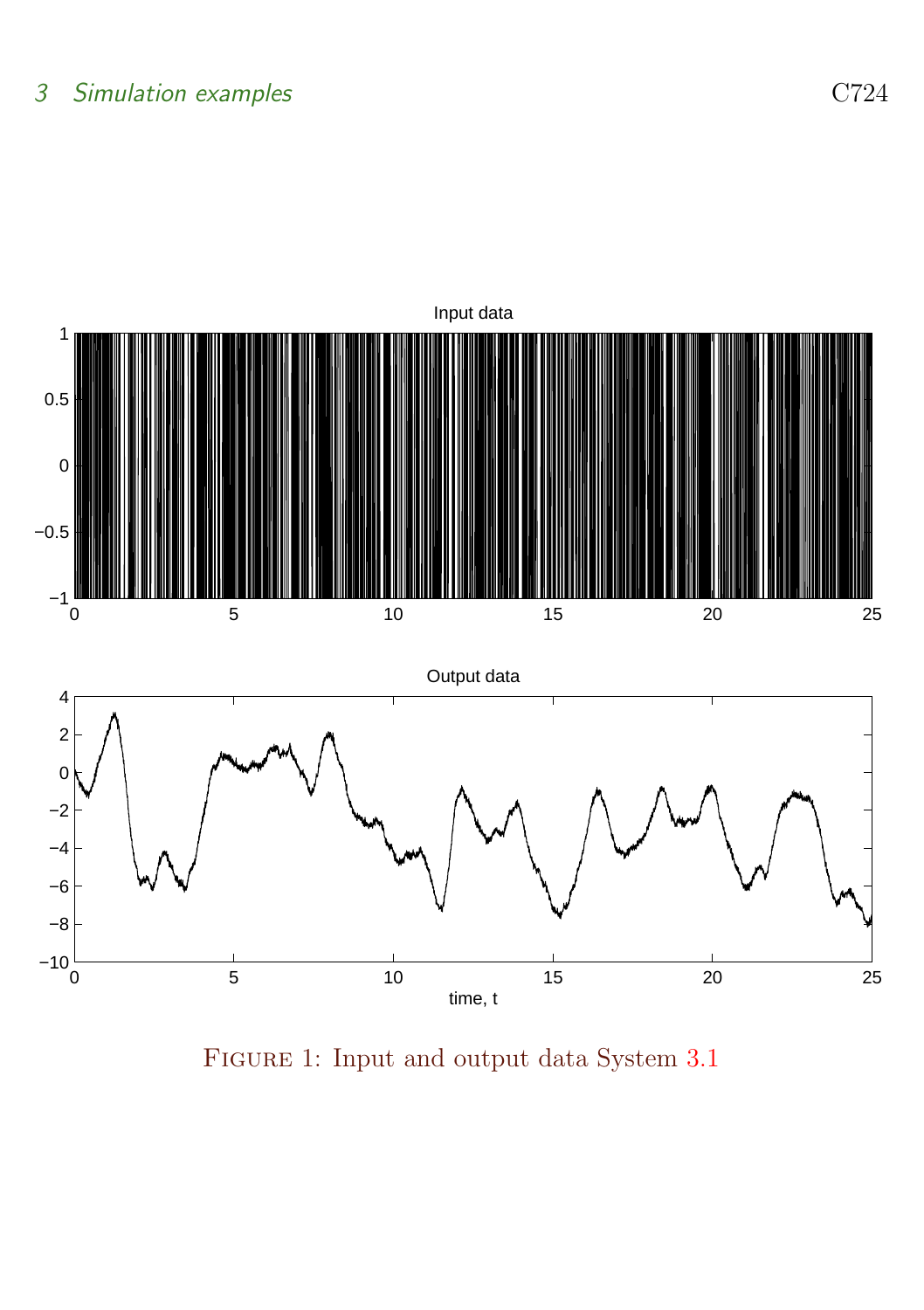FIGURE 1: Input and output data System 3.1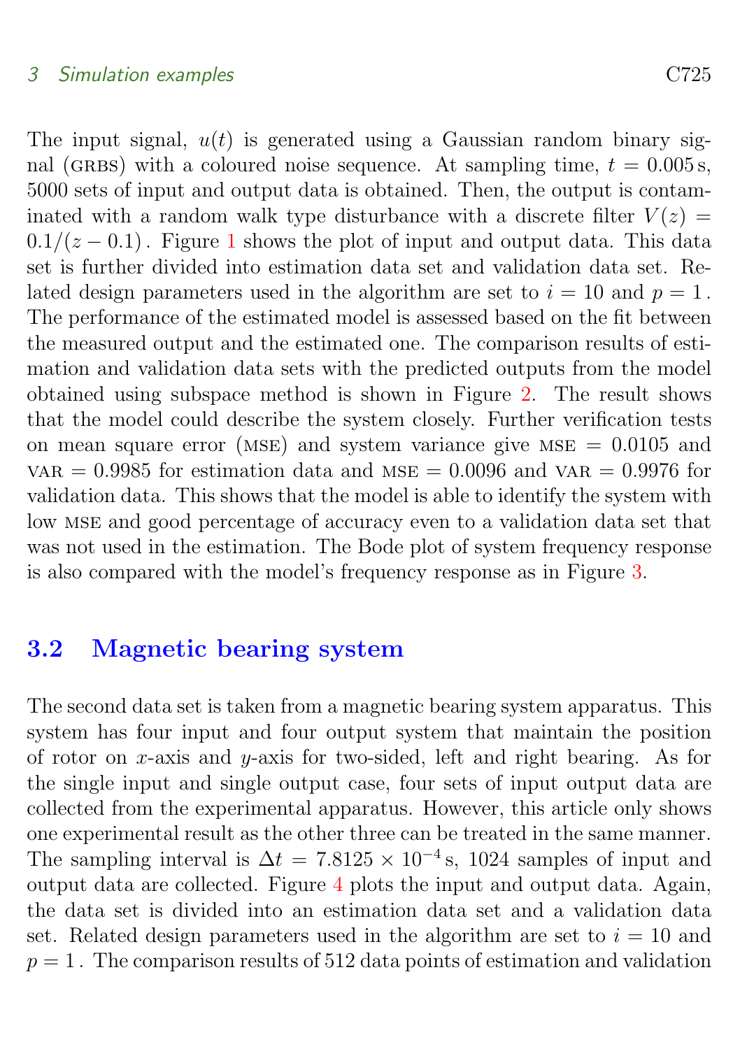The input signal, $u(t)$ is generated using a Gaussian random binary signal (GRBS) with a coloured noise sequence. At sampling time, $t = 0.005\,\mathrm{s}$, 5000 sets of input and output data is obtained. Then, the output is contaminated with a random walk type disturbance with a discrete filter $V(z) = 0.1/(z-0.1)$. Figure 1 shows the plot of input and output data. This data set is further divided into estimation data set and validation data set. Related design parameters used in the algorithm are set to $i = 10$ and $p = 1$. The performance of the estimated model is assessed based on the fit between the measured output and the estimated one. The comparison results of estimation and validation data sets with the predicted outputs from the model obtained using subspace method is shown in Figure 2. The result shows that the model could describe the system closely. Further verification tests on mean square error (MSE) and system variance give $\text{MSE} = 0.0105$ and $\text{VAR} = 0.9985$ for estimation data and $\text{MSE} = 0.0096$ and $\text{VAR} = 0.9976$ for validation data. This shows that the model is able to identify the system with low MSE and good percentage of accuracy even to a validation data set that was not used in the estimation. The Bode plot of system frequency response is also compared with the model's frequency response as in Figure 3.

## 3.2 Magnetic bearing system

The second data set is taken from a magnetic bearing system apparatus. This system has four input and four output system that maintain the position of rotor on $x$-axis and $y$-axis for two-sided, left and right bearing. As for the single input and single output case, four sets of input output data are collected from the experimental apparatus. However, this article only shows one experimental result as the other three can be treated in the same manner. The sampling interval is $\Delta t = 7.8125 \times 10^{-4}\,\mathrm{s}$, 1024 samples of input and output data are collected. Figure 4 plots the input and output data. Again, the data set is divided into an estimation data set and a validation data set. Related design parameters used in the algorithm are set to $i = 10$ and $p = 1$. The comparison results of 512 data points of estimation and validation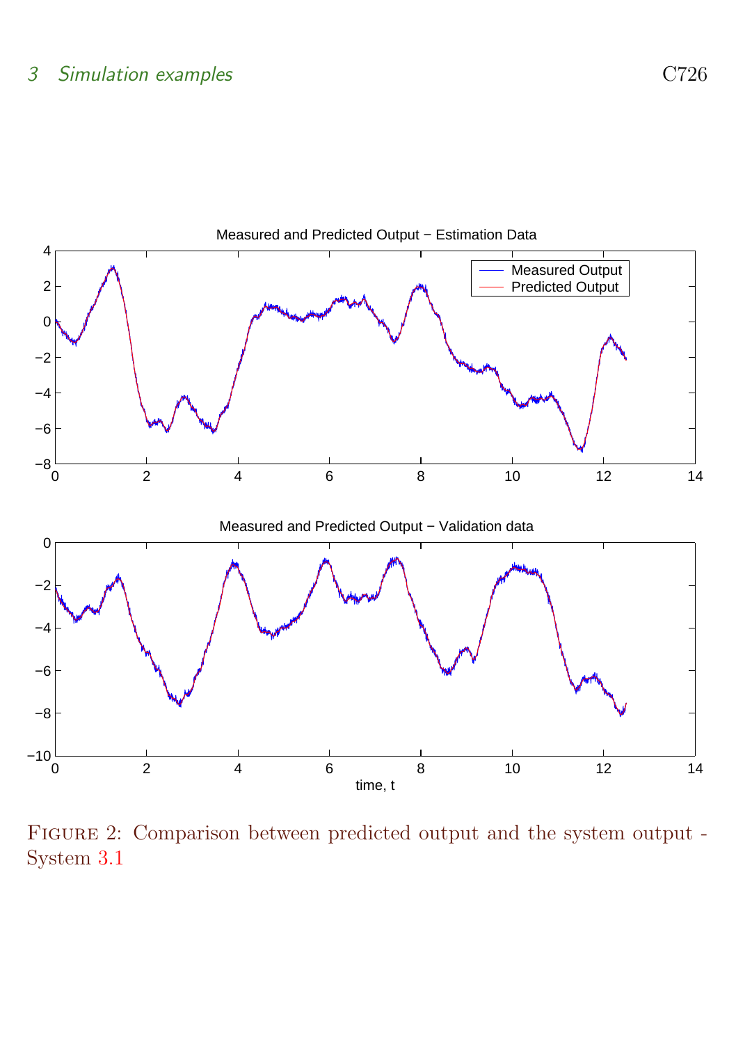FIGURE 2: Comparison between predicted output and the system output - System 3.1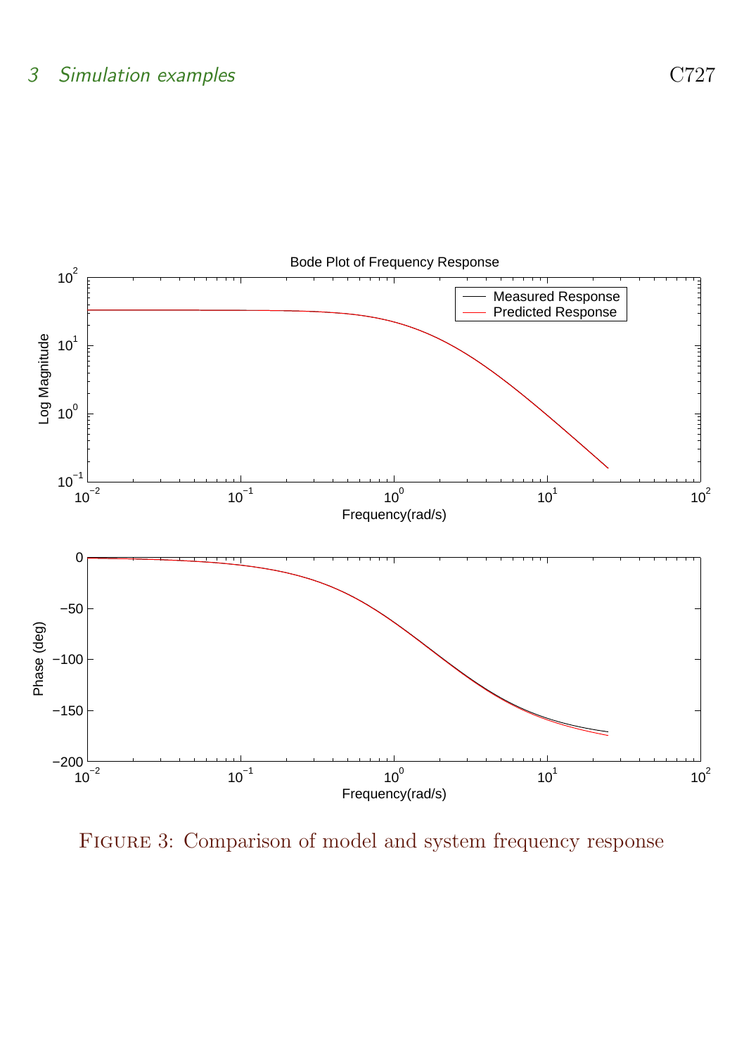FIGURE 3: Comparison of model and system frequency response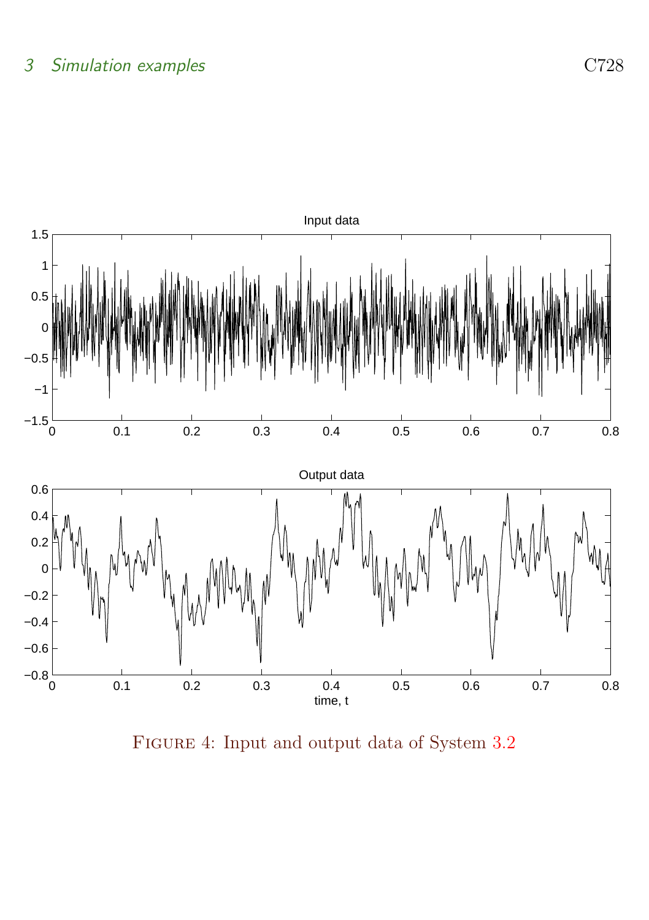FIGURE 4: Input and output data of System 3.2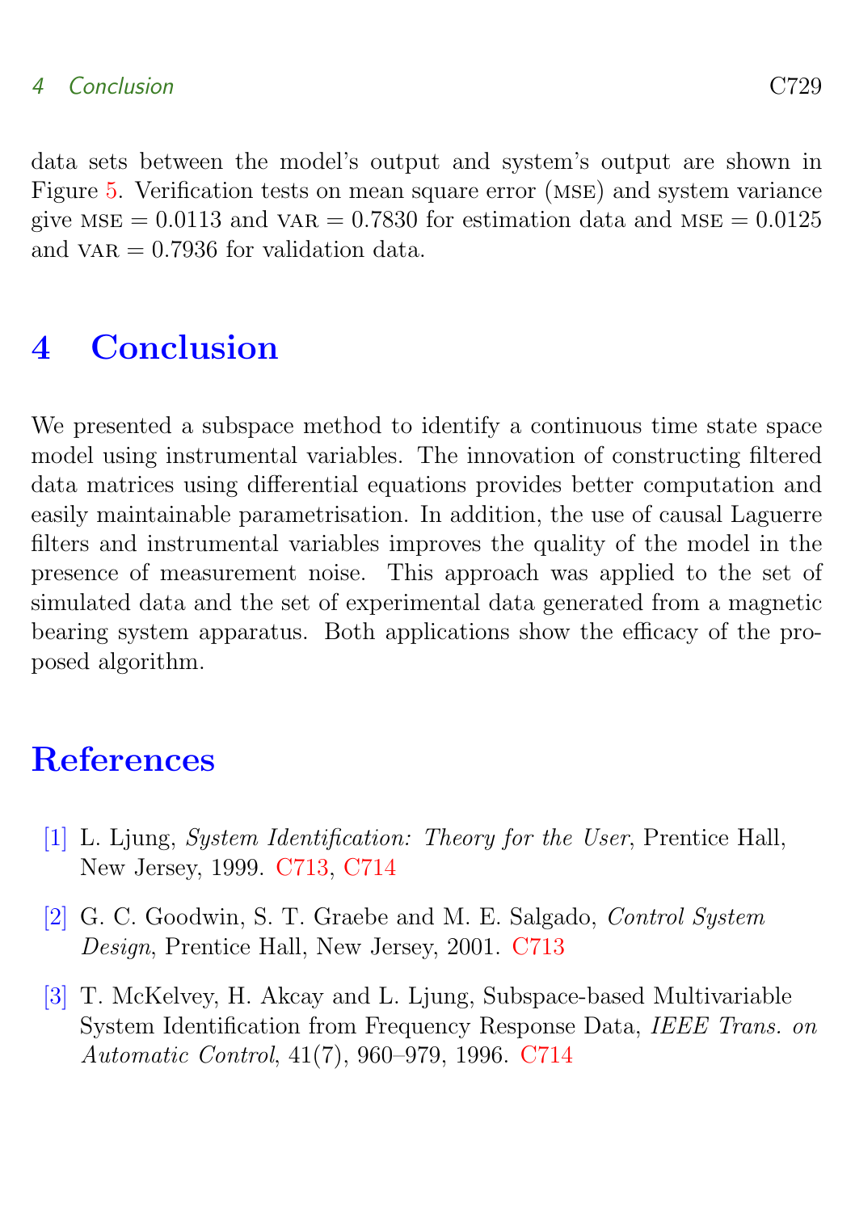data sets between the model's output and system's output are shown in Figure 5. Verification tests on mean square error (MSE) and system variance give MSE $= 0.0113$ and VAR $= 0.7830$ for estimation data and MSE $= 0.0125$ and VAR $= 0.7936$ for validation data.

# 4 Conclusion

We presented a subspace method to identify a continuous time state space model using instrumental variables. The innovation of constructing filtered data matrices using differential equations provides better computation and easily maintainable parametrisation. In addition, the use of causal Laguerre filters and instrumental variables improves the quality of the model in the presence of measurement noise. This approach was applied to the set of simulated data and the set of experimental data generated from a magnetic bearing system apparatus. Both applications show the efficacy of the proposed algorithm.

# References

[1] L. Ljung, *System Identification: Theory for the User*, Prentice Hall, New Jersey, 1999. C713, C714

[2] G. C. Goodwin, S. T. Graebe and M. E. Salgado, *Control System Design*, Prentice Hall, New Jersey, 2001. C713

[3] T. McKelvey, H. Akcay and L. Ljung, Subspace-based Multivariable System Identification from Frequency Response Data, *IEEE Trans. on Automatic Control*, 41(7), 960–979, 1996. C714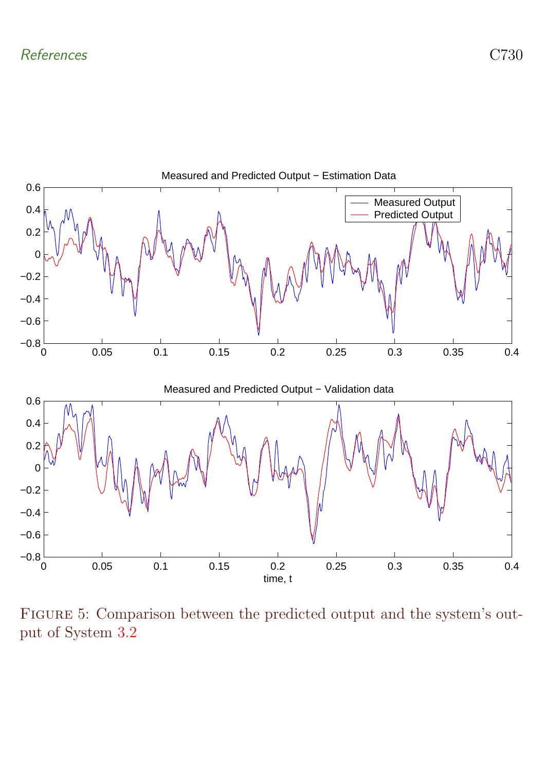Figure 5: Comparison between the predicted output and the system's output of System 3.2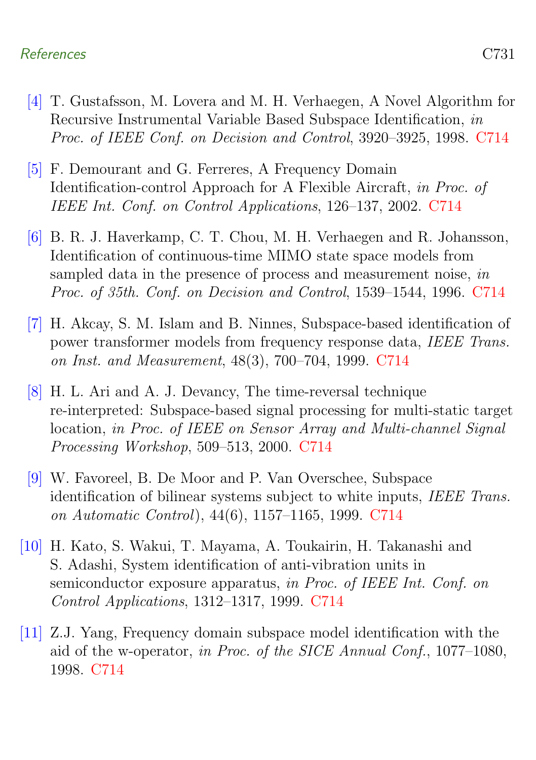[4] T. Gustafsson, M. Lovera and M. H. Verhaegen, A Novel Algorithm for Recursive Instrumental Variable Based Subspace Identification, *in Proc. of IEEE Conf. on Decision and Control*, 3920–3925, 1998. C714

[5] F. Demourant and G. Ferreres, A Frequency Domain Identification-control Approach for A Flexible Aircraft, *in Proc. of IEEE Int. Conf. on Control Applications*, 126–137, 2002. C714

[6] B. R. J. Haverkamp, C. T. Chou, M. H. Verhaegen and R. Johansson, Identification of continuous-time MIMO state space models from sampled data in the presence of process and measurement noise, *in Proc. of 35th. Conf. on Decision and Control*, 1539–1544, 1996. C714

[7] H. Akcay, S. M. Islam and B. Ninnes, Subspace-based identification of power transformer models from frequency response data, *IEEE Trans. on Inst. and Measurement*, 48(3), 700–704, 1999. C714

[8] H. L. Ari and A. J. Devancy, The time-reversal technique re-interpreted: Subspace-based signal processing for multi-static target location, *in Proc. of IEEE on Sensor Array and Multi-channel Signal Processing Workshop*, 509–513, 2000. C714

[9] W. Favoreel, B. De Moor and P. Van Overschee, Subspace identification of bilinear systems subject to white inputs, *IEEE Trans. on Automatic Control*), 44(6), 1157–1165, 1999. C714

[10] H. Kato, S. Wakui, T. Mayama, A. Toukairin, H. Takanashi and S. Adashi, System identification of anti-vibration units in semiconductor exposure apparatus, *in Proc. of IEEE Int. Conf. on Control Applications*, 1312–1317, 1999. C714

[11] Z.J. Yang, Frequency domain subspace model identification with the aid of the w-operator, *in Proc. of the SICE Annual Conf.*, 1077–1080, 1998. C714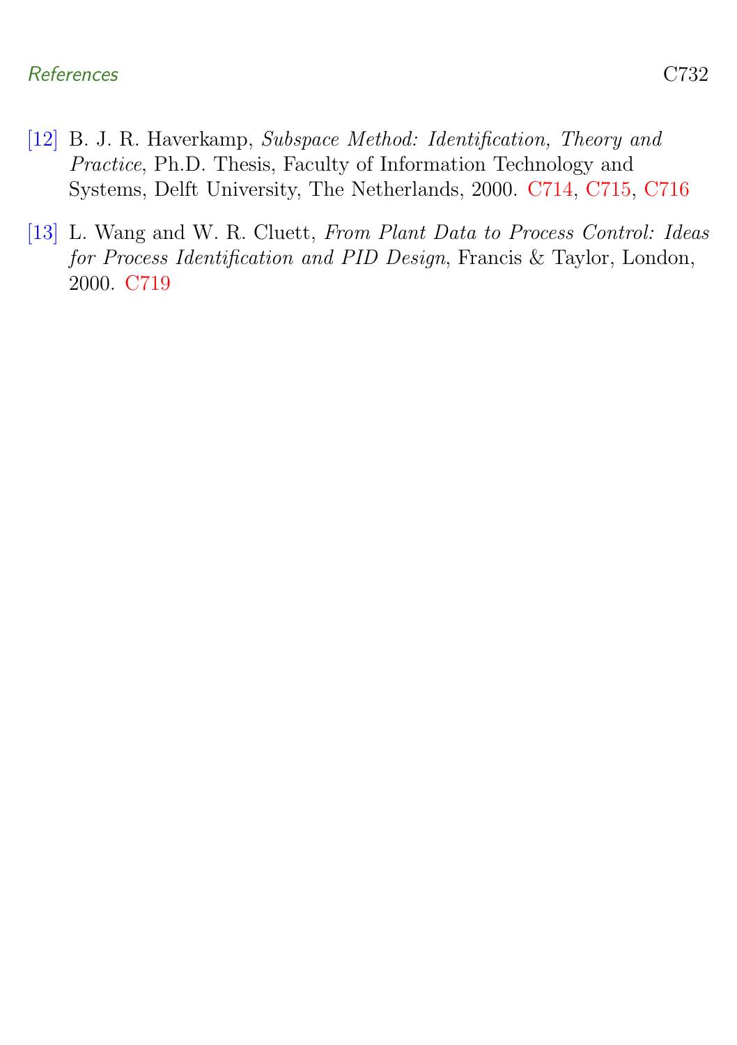[12] B. J. R. Haverkamp, *Subspace Method: Identification, Theory and Practice*, Ph.D. Thesis, Faculty of Information Technology and Systems, Delft University, The Netherlands, 2000. C714, C715, C716

[13] L. Wang and W. R. Cluett, *From Plant Data to Process Control: Ideas for Process Identification and PID Design*, Francis & Taylor, London, 2000. C719